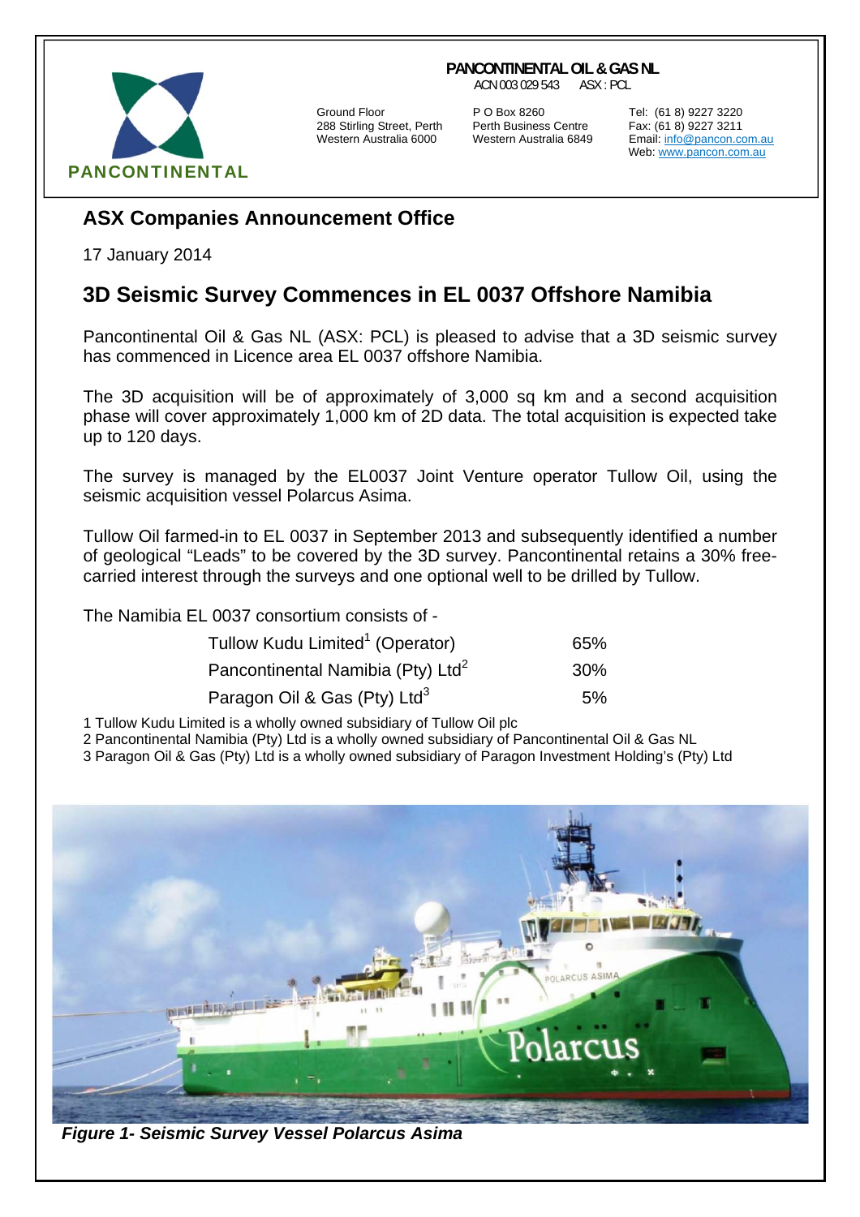PANCONTINENTAL

**PANCONTINENTAL OIL & GAS NL**
ACN 003 029 543 ASX : PCL

Ground Floor
288 Stirling Street, Perth
Western Australia 6000

P O Box 8260
Perth Business Centre
Western Australia 6849

Tel: (61 8) 9227 3220
Fax: (61 8) 9227 3211
Email: info@pancon.com.au
Web: www.pancon.com.au

## ASX Companies Announcement Office

17 January 2014

# 3D Seismic Survey Commences in EL 0037 Offshore Namibia

Pancontinental Oil & Gas NL (ASX: PCL) is pleased to advise that a 3D seismic survey has commenced in Licence area EL 0037 offshore Namibia.

The 3D acquisition will be of approximately of 3,000 sq km and a second acquisition phase will cover approximately 1,000 km of 2D data. The total acquisition is expected take up to 120 days.

The survey is managed by the EL0037 Joint Venture operator Tullow Oil, using the seismic acquisition vessel Polarcus Asima.

Tullow Oil farmed-in to EL 0037 in September 2013 and subsequently identified a number of geological "Leads" to be covered by the 3D survey. Pancontinental retains a 30% free-carried interest through the surveys and one optional well to be drilled by Tullow.

The Namibia EL 0037 consortium consists of -

| | |
|---|---|
| Tullow Kudu Limited[1] (Operator) | 65% |
| Pancontinental Namibia (Pty) Ltd[2] | 30% |
| Paragon Oil & Gas (Pty) Ltd[3] | 5% |

1 Tullow Kudu Limited is a wholly owned subsidiary of Tullow Oil plc
2 Pancontinental Namibia (Pty) Ltd is a wholly owned subsidiary of Pancontinental Oil & Gas NL
3 Paragon Oil & Gas (Pty) Ltd is a wholly owned subsidiary of Paragon Investment Holding's (Pty) Ltd

*Figure 1- Seismic Survey Vessel Polarcus Asima*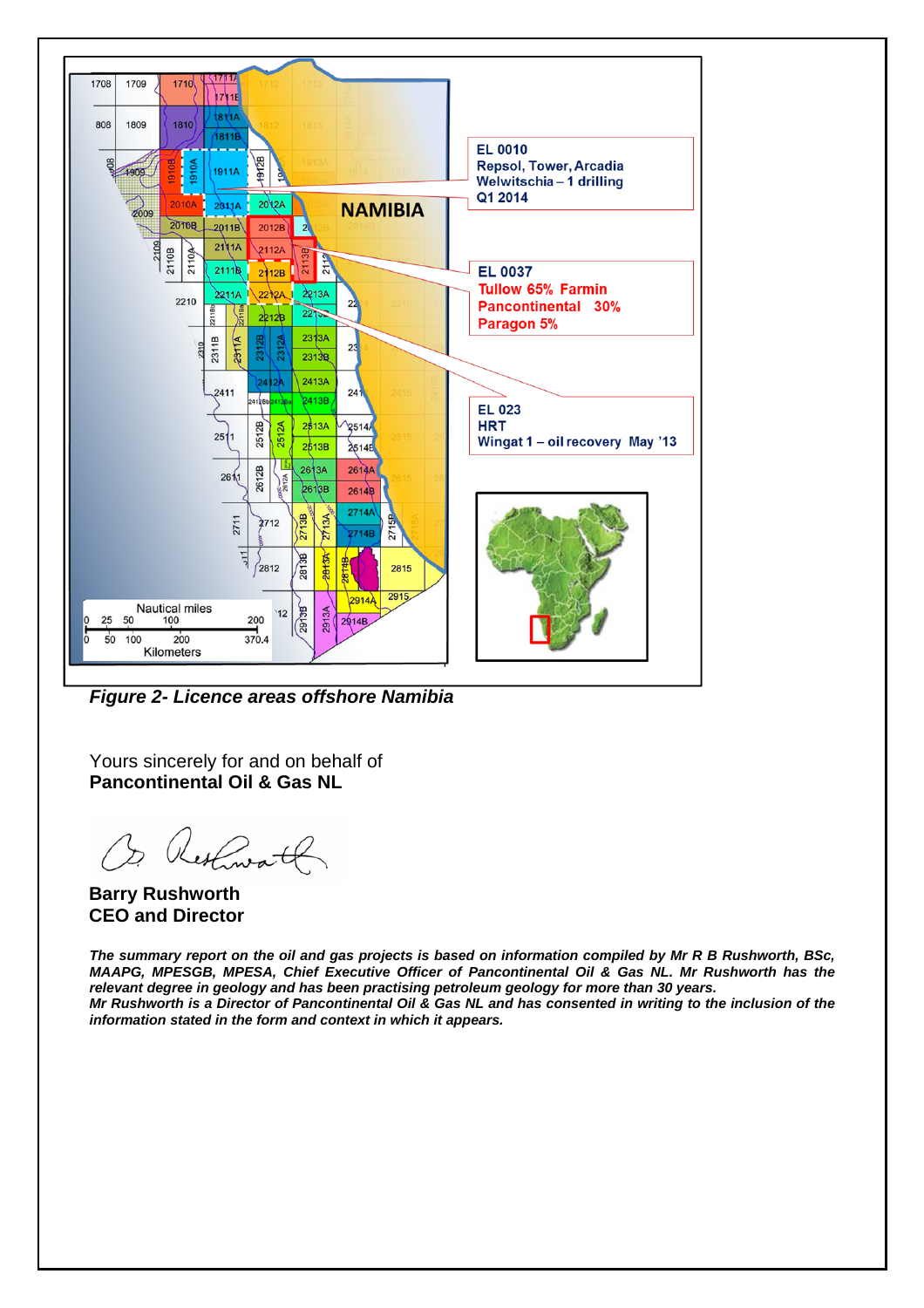NAMIBIA

EL 0010
Repsol, Tower, Arcadia
Welwitschia – 1 drilling
Q1 2014

EL 0037
Tullow 65% Farmin
Pancontinental 30%
Paragon 5%

EL 023
HRT
Wingat 1 – oil recovery May '13

Nautical miles
0 25 50 100 200
0 50 100 200 370.4
Kilometers

*Figure 2- Licence areas offshore Namibia*

Yours sincerely for and on behalf of
**Pancontinental Oil & Gas NL**

**Barry Rushworth**
**CEO and Director**

***The summary report on the oil and gas projects is based on information compiled by Mr R B Rushworth, BSc, MAAPG, MPESGB, MPESA, Chief Executive Officer of Pancontinental Oil & Gas NL. Mr Rushworth has the relevant degree in geology and has been practising petroleum geology for more than 30 years.***
***Mr Rushworth is a Director of Pancontinental Oil & Gas NL and has consented in writing to the inclusion of the information stated in the form and context in which it appears.***